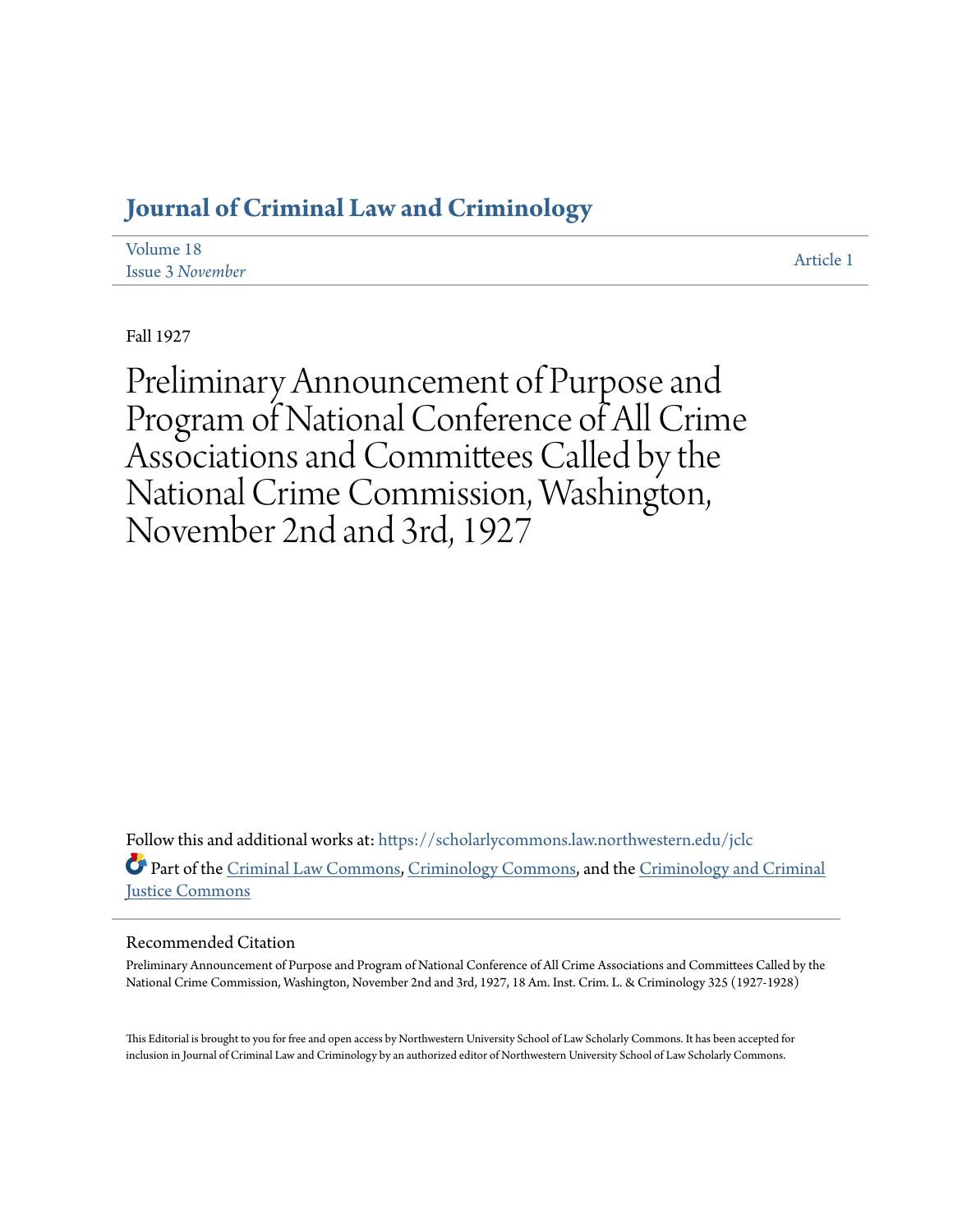# Journal of Criminal Law and Criminology

Volume 18
Issue 3 *November*

Article 1

Fall 1927

# Preliminary Announcement of Purpose and Program of National Conference of All Crime Associations and Committees Called by the National Crime Commission, Washington, November 2nd and 3rd, 1927

Follow this and additional works at: https://scholarlycommons.law.northwestern.edu/jclc

Part of the Criminal Law Commons, Criminology Commons, and the Criminology and Criminal Justice Commons

## Recommended Citation

Preliminary Announcement of Purpose and Program of National Conference of All Crime Associations and Committees Called by the National Crime Commission, Washington, November 2nd and 3rd, 1927, 18 Am. Inst. Crim. L. & Criminology 325 (1927-1928)

This Editorial is brought to you for free and open access by Northwestern University School of Law Scholarly Commons. It has been accepted for inclusion in Journal of Criminal Law and Criminology by an authorized editor of Northwestern University School of Law Scholarly Commons.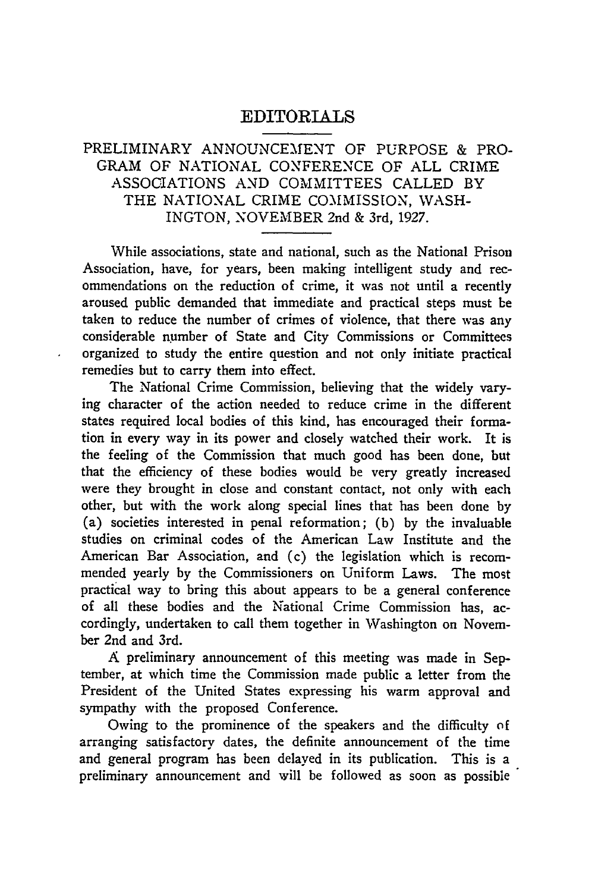# EDITORIALS

## PRELIMINARY ANNOUNCEMENT OF PURPOSE & PROGRAM OF NATIONAL CONFERENCE OF ALL CRIME ASSOCIATIONS AND COMMITTEES CALLED BY THE NATIONAL CRIME COMMISSION, WASHINGTON, NOVEMBER 2nd & 3rd, 1927.

While associations, state and national, such as the National Prison Association, have, for years, been making intelligent study and recommendations on the reduction of crime, it was not until a recently aroused public demanded that immediate and practical steps must be taken to reduce the number of crimes of violence, that there was any considerable number of State and City Commissions or Committees organized to study the entire question and not only initiate practical remedies but to carry them into effect.

The National Crime Commission, believing that the widely varying character of the action needed to reduce crime in the different states required local bodies of this kind, has encouraged their formation in every way in its power and closely watched their work. It is the feeling of the Commission that much good has been done, but that the efficiency of these bodies would be very greatly increased were they brought in close and constant contact, not only with each other, but with the work along special lines that has been done by (a) societies interested in penal reformation; (b) by the invaluable studies on criminal codes of the American Law Institute and the American Bar Association, and (c) the legislation which is recommended yearly by the Commissioners on Uniform Laws. The most practical way to bring this about appears to be a general conference of all these bodies and the National Crime Commission has, accordingly, undertaken to call them together in Washington on November 2nd and 3rd.

A preliminary announcement of this meeting was made in September, at which time the Commission made public a letter from the President of the United States expressing his warm approval and sympathy with the proposed Conference.

Owing to the prominence of the speakers and the difficulty of arranging satisfactory dates, the definite announcement of the time and general program has been delayed in its publication. This is a preliminary announcement and will be followed as soon as possible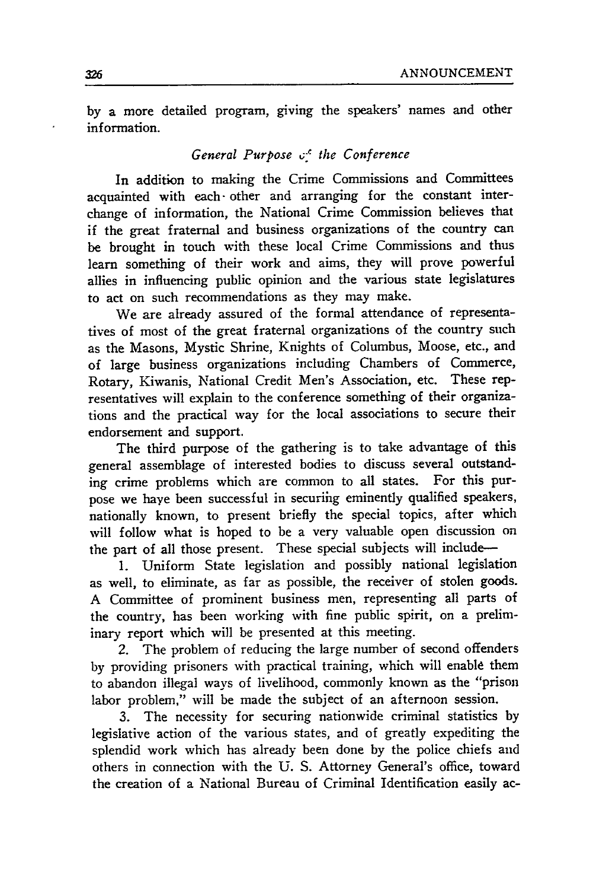by a more detailed program, giving the speakers' names and other information.

### *General Purpose of the Conference*

In addition to making the Crime Commissions and Committees acquainted with each other and arranging for the constant interchange of information, the National Crime Commission believes that if the great fraternal and business organizations of the country can be brought in touch with these local Crime Commissions and thus learn something of their work and aims, they will prove powerful allies in influencing public opinion and the various state legislatures to act on such recommendations as they may make.

We are already assured of the formal attendance of representatives of most of the great fraternal organizations of the country such as the Masons, Mystic Shrine, Knights of Columbus, Moose, etc., and of large business organizations including Chambers of Commerce, Rotary, Kiwanis, National Credit Men's Association, etc. These representatives will explain to the conference something of their organizations and the practical way for the local associations to secure their endorsement and support.

The third purpose of the gathering is to take advantage of this general assemblage of interested bodies to discuss several outstanding crime problems which are common to all states. For this purpose we have been successful in securing eminently qualified speakers, nationally known, to present briefly the special topics, after which will follow what is hoped to be a very valuable open discussion on the part of all those present. These special subjects will include—

1. Uniform State legislation and possibly national legislation as well, to eliminate, as far as possible, the receiver of stolen goods. A Committee of prominent business men, representing all parts of the country, has been working with fine public spirit, on a preliminary report which will be presented at this meeting.

2. The problem of reducing the large number of second offenders by providing prisoners with practical training, which will enable them to abandon illegal ways of livelihood, commonly known as the "prison labor problem," will be made the subject of an afternoon session.

3. The necessity for securing nationwide criminal statistics by legislative action of the various states, and of greatly expediting the splendid work which has already been done by the police chiefs and others in connection with the U. S. Attorney General's office, toward the creation of a National Bureau of Criminal Identification easily ac-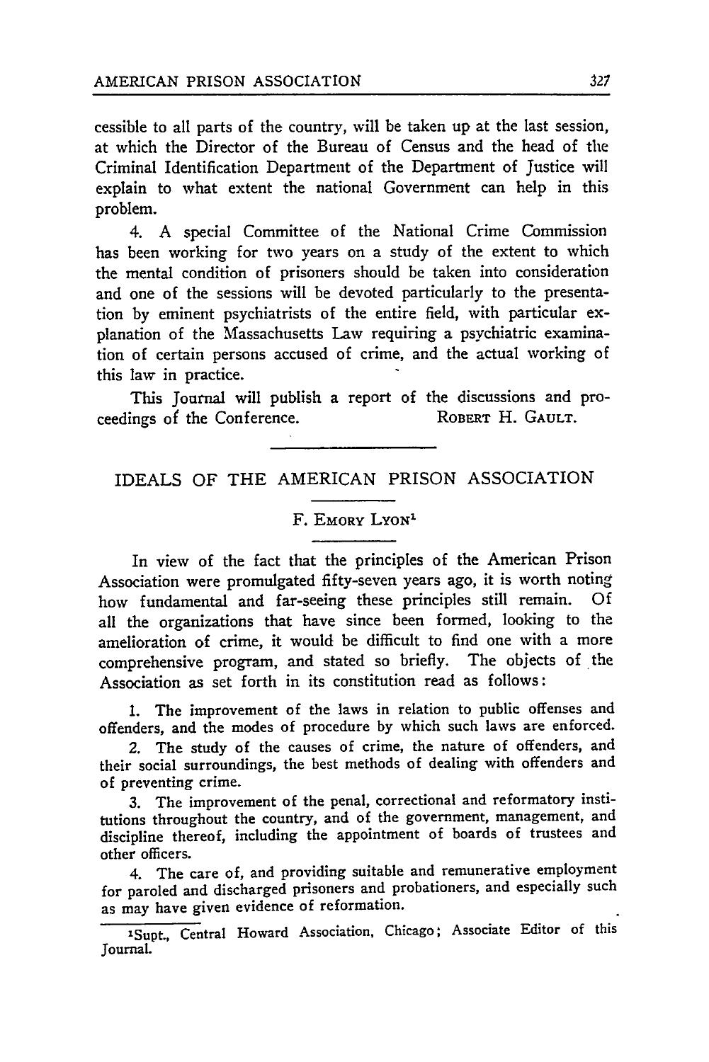cessible to all parts of the country, will be taken up at the last session, at which the Director of the Bureau of Census and the head of the Criminal Identification Department of the Department of Justice will explain to what extent the national Government can help in this problem.

4. A special Committee of the National Crime Commission has been working for two years on a study of the extent to which the mental condition of prisoners should be taken into consideration and one of the sessions will be devoted particularly to the presentation by eminent psychiatrists of the entire field, with particular explanation of the Massachusetts Law requiring a psychiatric examination of certain persons accused of crime, and the actual working of this law in practice.

This Journal will publish a report of the discussions and proceedings of the Conference. ROBERT H. GAULT.

---

## IDEALS OF THE AMERICAN PRISON ASSOCIATION

F. EMORY LYON[1]

In view of the fact that the principles of the American Prison Association were promulgated fifty-seven years ago, it is worth noting how fundamental and far-seeing these principles still remain. Of all the organizations that have since been formed, looking to the amelioration of crime, it would be difficult to find one with a more comprehensive program, and stated so briefly. The objects of the Association as set forth in its constitution read as follows:

1. The improvement of the laws in relation to public offenses and offenders, and the modes of procedure by which such laws are enforced.

2. The study of the causes of crime, the nature of offenders, and their social surroundings, the best methods of dealing with offenders and of preventing crime.

3. The improvement of the penal, correctional and reformatory institutions throughout the country, and of the government, management, and discipline thereof, including the appointment of boards of trustees and other officers.

4. The care of, and providing suitable and remunerative employment for paroled and discharged prisoners and probationers, and especially such as may have given evidence of reformation.

[1] Supt., Central Howard Association, Chicago; Associate Editor of this Journal.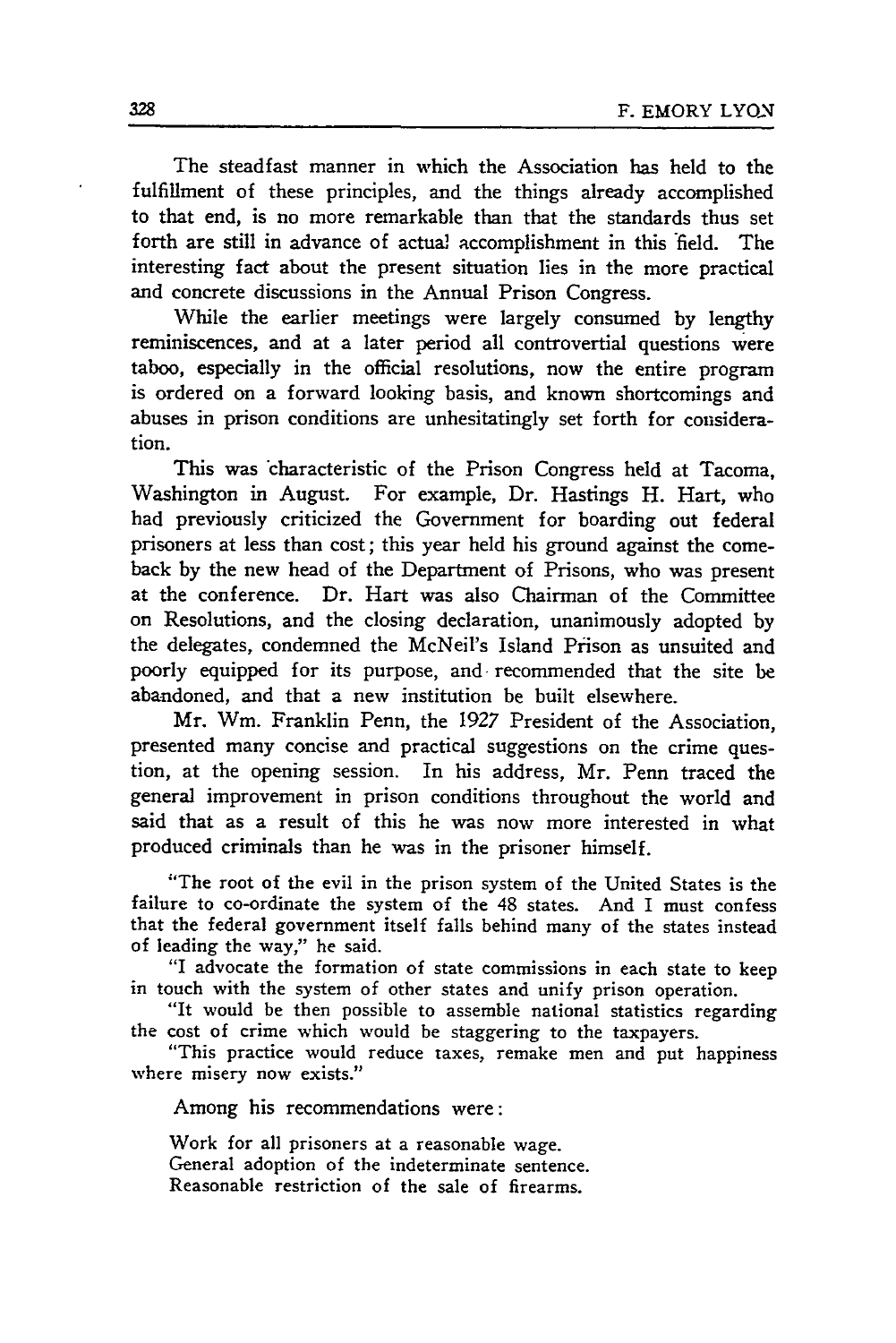The steadfast manner in which the Association has held to the fulfillment of these principles, and the things already accomplished to that end, is no more remarkable than that the standards thus set forth are still in advance of actual accomplishment in this field. The interesting fact about the present situation lies in the more practical and concrete discussions in the Annual Prison Congress.

While the earlier meetings were largely consumed by lengthy reminiscences, and at a later period all controvertial questions were taboo, especially in the official resolutions, now the entire program is ordered on a forward looking basis, and known shortcomings and abuses in prison conditions are unhesitatingly set forth for consideration.

This was characteristic of the Prison Congress held at Tacoma, Washington in August. For example, Dr. Hastings H. Hart, who had previously criticized the Government for boarding out federal prisoners at less than cost; this year held his ground against the come-back by the new head of the Department of Prisons, who was present at the conference. Dr. Hart was also Chairman of the Committee on Resolutions, and the closing declaration, unanimously adopted by the delegates, condemned the McNeil's Island Prison as unsuited and poorly equipped for its purpose, and recommended that the site be abandoned, and that a new institution be built elsewhere.

Mr. Wm. Franklin Penn, the 1927 President of the Association, presented many concise and practical suggestions on the crime question, at the opening session. In his address, Mr. Penn traced the general improvement in prison conditions throughout the world and said that as a result of this he was now more interested in what produced criminals than he was in the prisoner himself.

"The root of the evil in the prison system of the United States is the failure to co-ordinate the system of the 48 states. And I must confess that the federal government itself falls behind many of the states instead of leading the way," he said.

"I advocate the formation of state commissions in each state to keep in touch with the system of other states and unify prison operation.

"It would be then possible to assemble national statistics regarding the cost of crime which would be staggering to the taxpayers.

"This practice would reduce taxes, remake men and put happiness where misery now exists."

Among his recommendations were:

Work for all prisoners at a reasonable wage.
General adoption of the indeterminate sentence.
Reasonable restriction of the sale of firearms.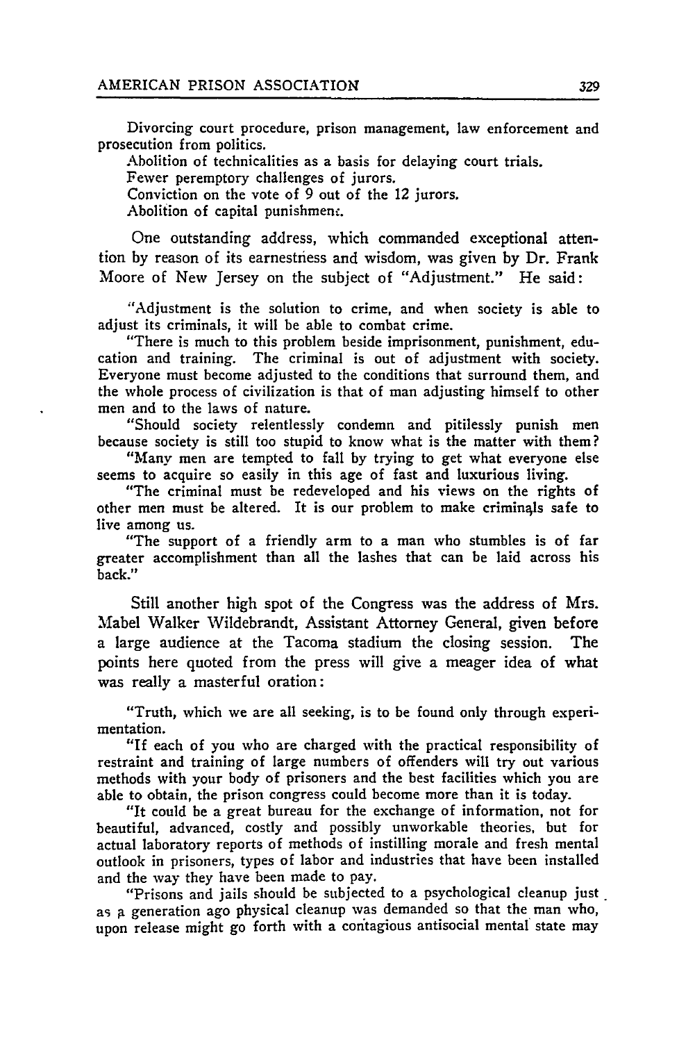Divorcing court procedure, prison management, law enforcement and prosecution from politics.

Abolition of technicalities as a basis for delaying court trials.

Fewer peremptory challenges of jurors.

Conviction on the vote of 9 out of the 12 jurors.

Abolition of capital punishment.

One outstanding address, which commanded exceptional attention by reason of its earnestness and wisdom, was given by Dr. Frank Moore of New Jersey on the subject of "Adjustment." He said:

"Adjustment is the solution to crime, and when society is able to adjust its criminals, it will be able to combat crime.

"There is much to this problem beside imprisonment, punishment, education and training. The criminal is out of adjustment with society. Everyone must become adjusted to the conditions that surround them, and the whole process of civilization is that of man adjusting himself to other men and to the laws of nature.

"Should society relentlessly condemn and pitilessly punish men because society is still too stupid to know what is the matter with them?

"Many men are tempted to fall by trying to get what everyone else seems to acquire so easily in this age of fast and luxurious living.

"The criminal must be redeveloped and his views on the rights of other men must be altered. It is our problem to make criminals safe to live among us.

"The support of a friendly arm to a man who stumbles is of far greater accomplishment than all the lashes that can be laid across his back."

Still another high spot of the Congress was the address of Mrs. Mabel Walker Wildebrandt, Assistant Attorney General, given before a large audience at the Tacoma stadium the closing session. The points here quoted from the press will give a meager idea of what was really a masterful oration:

"Truth, which we are all seeking, is to be found only through experimentation.

"If each of you who are charged with the practical responsibility of restraint and training of large numbers of offenders will try out various methods with your body of prisoners and the best facilities which you are able to obtain, the prison congress could become more than it is today.

"It could be a great bureau for the exchange of information, not for beautiful, advanced, costly and possibly unworkable theories, but for actual laboratory reports of methods of instilling morale and fresh mental outlook in prisoners, types of labor and industries that have been installed and the way they have been made to pay.

"Prisons and jails should be subjected to a psychological cleanup just as a generation ago physical cleanup was demanded so that the man who, upon release might go forth with a contagious antisocial mental state may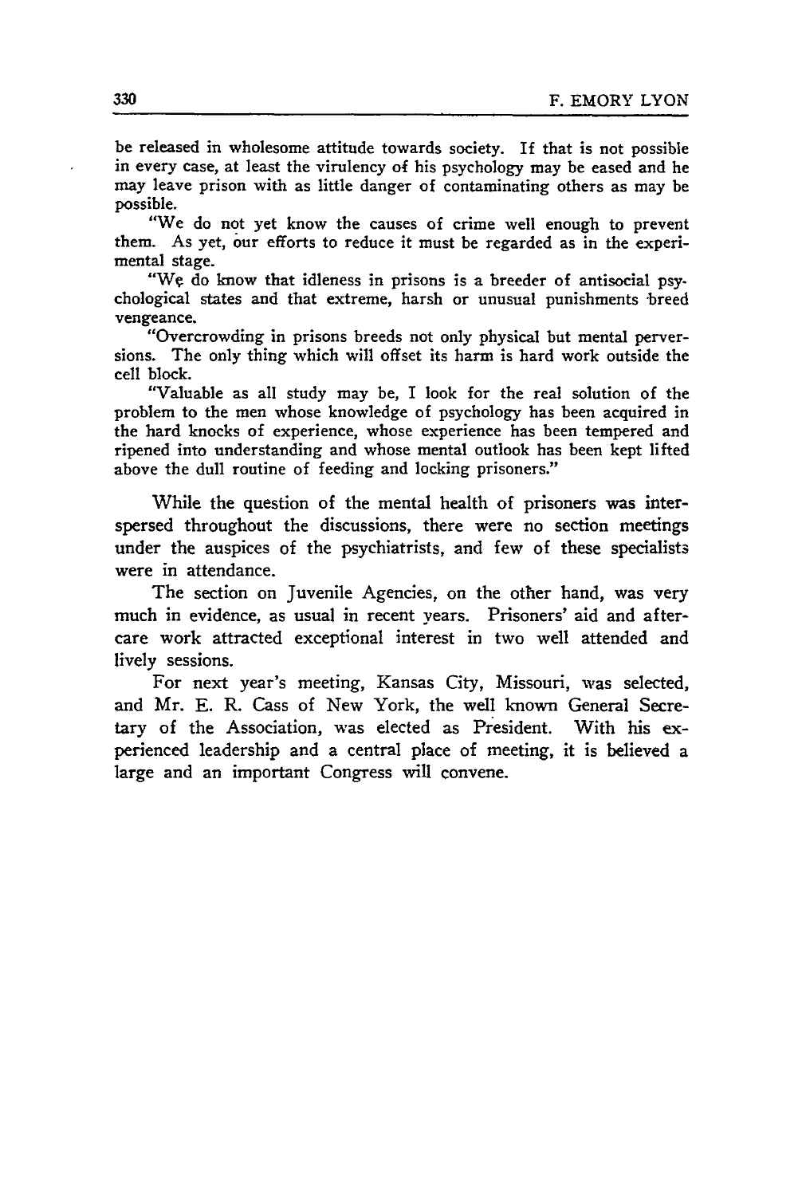be released in wholesome attitude towards society. If that is not possible in every case, at least the virulency of his psychology may be eased and he may leave prison with as little danger of contaminating others as may be possible.

"We do not yet know the causes of crime well enough to prevent them. As yet, our efforts to reduce it must be regarded as in the experimental stage.

"We do know that idleness in prisons is a breeder of antisocial psychological states and that extreme, harsh or unusual punishments breed vengeance.

"Overcrowding in prisons breeds not only physical but mental perversions. The only thing which will offset its harm is hard work outside the cell block.

"Valuable as all study may be, I look for the real solution of the problem to the men whose knowledge of psychology has been acquired in the hard knocks of experience, whose experience has been tempered and ripened into understanding and whose mental outlook has been kept lifted above the dull routine of feeding and locking prisoners."

While the question of the mental health of prisoners was interspersed throughout the discussions, there were no section meetings under the auspices of the psychiatrists, and few of these specialists were in attendance.

The section on Juvenile Agencies, on the other hand, was very much in evidence, as usual in recent years. Prisoners' aid and aftercare work attracted exceptional interest in two well attended and lively sessions.

For next year's meeting, Kansas City, Missouri, was selected, and Mr. E. R. Cass of New York, the well known General Secretary of the Association, was elected as President. With his experienced leadership and a central place of meeting, it is believed a large and an important Congress will convene.